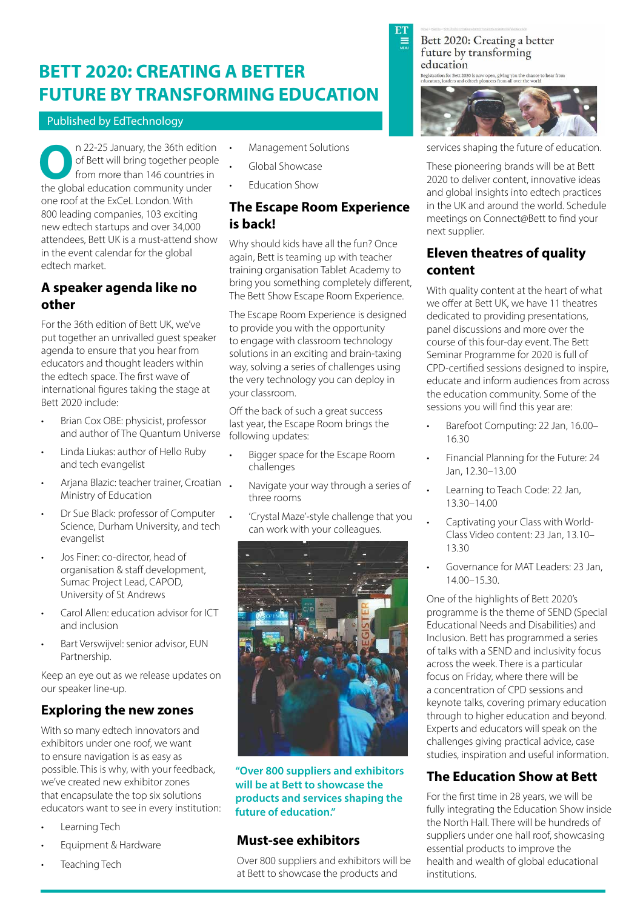# BETT 2020: CREATING A BETTER FUTURE BY TRANSFORMING EDUCATION

Published by EdTechnology

On 22-25 January, the 36th edition of Bett will bring together people from more than 146 countries in the global education community under one roof at the ExCeL London. With 800 leading companies, 103 exciting new edtech startups and over 34,000 attendees, Bett UK is a must-attend show in the event calendar for the global edtech market.

## A speaker agenda like no other

For the 36th edition of Bett UK, we've put together an unrivalled guest speaker agenda to ensure that you hear from educators and thought leaders within the edtech space. The first wave of international figures taking the stage at Bett 2020 include:

- Brian Cox OBE: physicist, professor and author of The Quantum Universe
- Linda Liukas: author of Hello Ruby and tech evangelist
- Arjana Blazic: teacher trainer, Croatian Ministry of Education
- Dr Sue Black: professor of Computer Science, Durham University, and tech evangelist
- Jos Finer: co-director, head of organisation & staff development, Sumac Project Lead, CAPOD, University of St Andrews
- Carol Allen: education advisor for ICT and inclusion
- Bart Verswijvel: senior advisor, EUN Partnership.

Keep an eye out as we release updates on our speaker line-up.

## Exploring the new zones

With so many edtech innovators and exhibitors under one roof, we want to ensure navigation is as easy as possible. This is why, with your feedback, we've created new exhibitor zones that encapsulate the top six solutions educators want to see in every institution:

- Learning Tech
- Equipment & Hardware
- Teaching Tech
- Management Solutions
- Global Showcase
- Education Show

## The Escape Room Experience is back!

Why should kids have all the fun? Once again, Bett is teaming up with teacher training organisation Tablet Academy to bring you something completely different, The Bett Show Escape Room Experience.

The Escape Room Experience is designed to provide you with the opportunity to engage with classroom technology solutions in an exciting and brain-taxing way, solving a series of challenges using the very technology you can deploy in your classroom.

Off the back of such a great success last year, the Escape Room brings the following updates:

- Bigger space for the Escape Room challenges
- Navigate your way through a series of three rooms
- 'Crystal Maze'-style challenge that you can work with your colleagues.

**"Over 800 suppliers and exhibitors will be at Bett to showcase the products and services shaping the future of education."**

## Must-see exhibitors

Over 800 suppliers and exhibitors will be at Bett to showcase the products and services shaping the future of education.

These pioneering brands will be at Bett 2020 to deliver content, innovative ideas and global insights into edtech practices in the UK and around the world. Schedule meetings on Connect@Bett to find your next supplier.

## Eleven theatres of quality content

With quality content at the heart of what we offer at Bett UK, we have 11 theatres dedicated to providing presentations, panel discussions and more over the course of this four-day event. The Bett Seminar Programme for 2020 is full of CPD-certified sessions designed to inspire, educate and inform audiences from across the education community. Some of the sessions you will find this year are:

- Barefoot Computing: 22 Jan, 16.00–16.30
- Financial Planning for the Future: 24 Jan, 12.30–13.00
- Learning to Teach Code: 22 Jan, 13.30–14.00
- Captivating your Class with World-Class Video content: 23 Jan, 13.10–13.30
- Governance for MAT Leaders: 23 Jan, 14.00–15.30.

One of the highlights of Bett 2020's programme is the theme of SEND (Special Educational Needs and Disabilities) and Inclusion. Bett has programmed a series of talks with a SEND and inclusivity focus across the week. There is a particular focus on Friday, where there will be a concentration of CPD sessions and keynote talks, covering primary education through to higher education and beyond. Experts and educators will speak on the challenges giving practical advice, case studies, inspiration and useful information.

## The Education Show at Bett

For the first time in 28 years, we will be fully integrating the Education Show inside the North Hall. There will be hundreds of suppliers under one hall roof, showcasing essential products to improve the health and wealth of global educational institutions.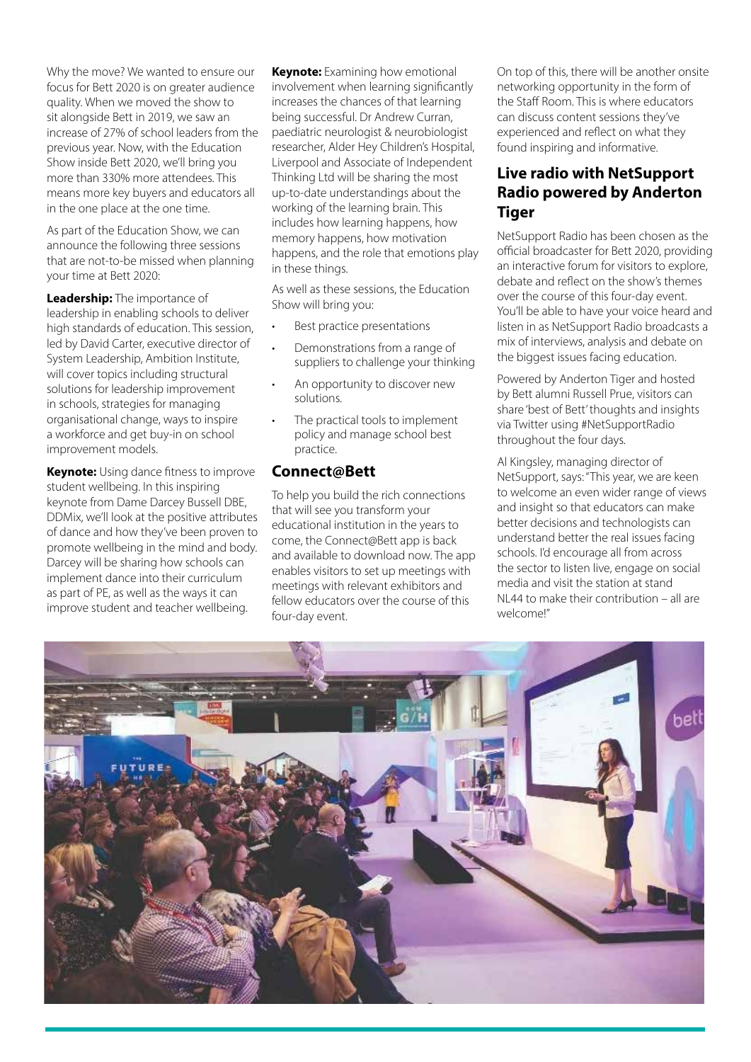Why the move? We wanted to ensure our focus for Bett 2020 is on greater audience quality. When we moved the show to sit alongside Bett in 2019, we saw an increase of 27% of school leaders from the previous year. Now, with the Education Show inside Bett 2020, we'll bring you more than 330% more attendees. This means more key buyers and educators all in the one place at the one time.

As part of the Education Show, we can announce the following three sessions that are not-to-be missed when planning your time at Bett 2020:

**Leadership:** The importance of leadership in enabling schools to deliver high standards of education. This session, led by David Carter, executive director of System Leadership, Ambition Institute, will cover topics including structural solutions for leadership improvement in schools, strategies for managing organisational change, ways to inspire a workforce and get buy-in on school improvement models.

**Keynote:** Using dance fitness to improve student wellbeing. In this inspiring keynote from Dame Darcey Bussell DBE, DDMix, we'll look at the positive attributes of dance and how they've been proven to promote wellbeing in the mind and body. Darcey will be sharing how schools can implement dance into their curriculum as part of PE, as well as the ways it can improve student and teacher wellbeing.

**Keynote:** Examining how emotional involvement when learning significantly increases the chances of that learning being successful. Dr Andrew Curran, paediatric neurologist & neurobiologist researcher, Alder Hey Children's Hospital, Liverpool and Associate of Independent Thinking Ltd will be sharing the most up-to-date understandings about the working of the learning brain. This includes how learning happens, how memory happens, how motivation happens, and the role that emotions play in these things.

As well as these sessions, the Education Show will bring you:

- Best practice presentations
- Demonstrations from a range of suppliers to challenge your thinking
- An opportunity to discover new solutions.
- The practical tools to implement policy and manage school best practice.

## Connect@Bett

To help you build the rich connections that will see you transform your educational institution in the years to come, the Connect@Bett app is back and available to download now. The app enables visitors to set up meetings with meetings with relevant exhibitors and fellow educators over the course of this four-day event.

On top of this, there will be another onsite networking opportunity in the form of the Staff Room. This is where educators can discuss content sessions they've experienced and reflect on what they found inspiring and informative.

## Live radio with NetSupport Radio powered by Anderton Tiger

NetSupport Radio has been chosen as the official broadcaster for Bett 2020, providing an interactive forum for visitors to explore, debate and reflect on the show's themes over the course of this four-day event. You'll be able to have your voice heard and listen in as NetSupport Radio broadcasts a mix of interviews, analysis and debate on the biggest issues facing education.

Powered by Anderton Tiger and hosted by Bett alumni Russell Prue, visitors can share 'best of Bett' thoughts and insights via Twitter using #NetSupportRadio throughout the four days.

Al Kingsley, managing director of NetSupport, says: "This year, we are keen to welcome an even wider range of views and insight so that educators can make better decisions and technologists can understand better the real issues facing schools. I'd encourage all from across the sector to listen live, engage on social media and visit the station at stand NL44 to make their contribution – all are welcome!"